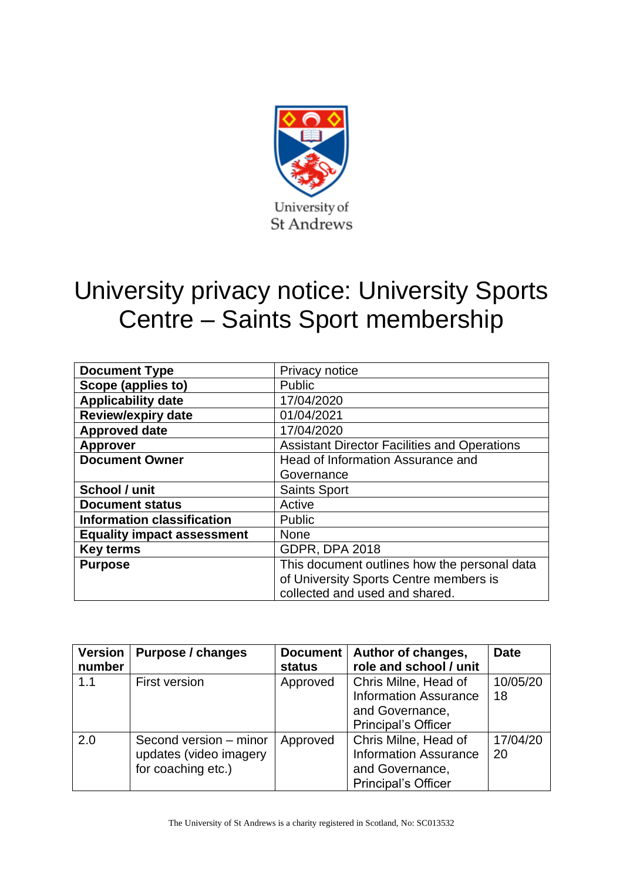University of
St Andrews

# University privacy notice: University Sports Centre – Saints Sport membership

| | |
|---|---|
| **Document Type** | Privacy notice |
| **Scope (applies to)** | Public |
| **Applicability date** | 17/04/2020 |
| **Review/expiry date** | 01/04/2021 |
| **Approved date** | 17/04/2020 |
| **Approver** | Assistant Director Facilities and Operations |
| **Document Owner** | Head of Information Assurance and Governance |
| **School / unit** | Saints Sport |
| **Document status** | Active |
| **Information classification** | Public |
| **Equality impact assessment** | None |
| **Key terms** | GDPR, DPA 2018 |
| **Purpose** | This document outlines how the personal data of University Sports Centre members is collected and used and shared. |

| Version number | Purpose / changes | Document status | Author of changes, role and school / unit | Date |
|---|---|---|---|---|
| 1.1 | First version | Approved | Chris Milne, Head of Information Assurance and Governance, Principal's Officer | 10/05/2018 |
| 2.0 | Second version – minor updates (video imagery for coaching etc.) | Approved | Chris Milne, Head of Information Assurance and Governance, Principal's Officer | 17/04/2020 |

The University of St Andrews is a charity registered in Scotland, No: SC013532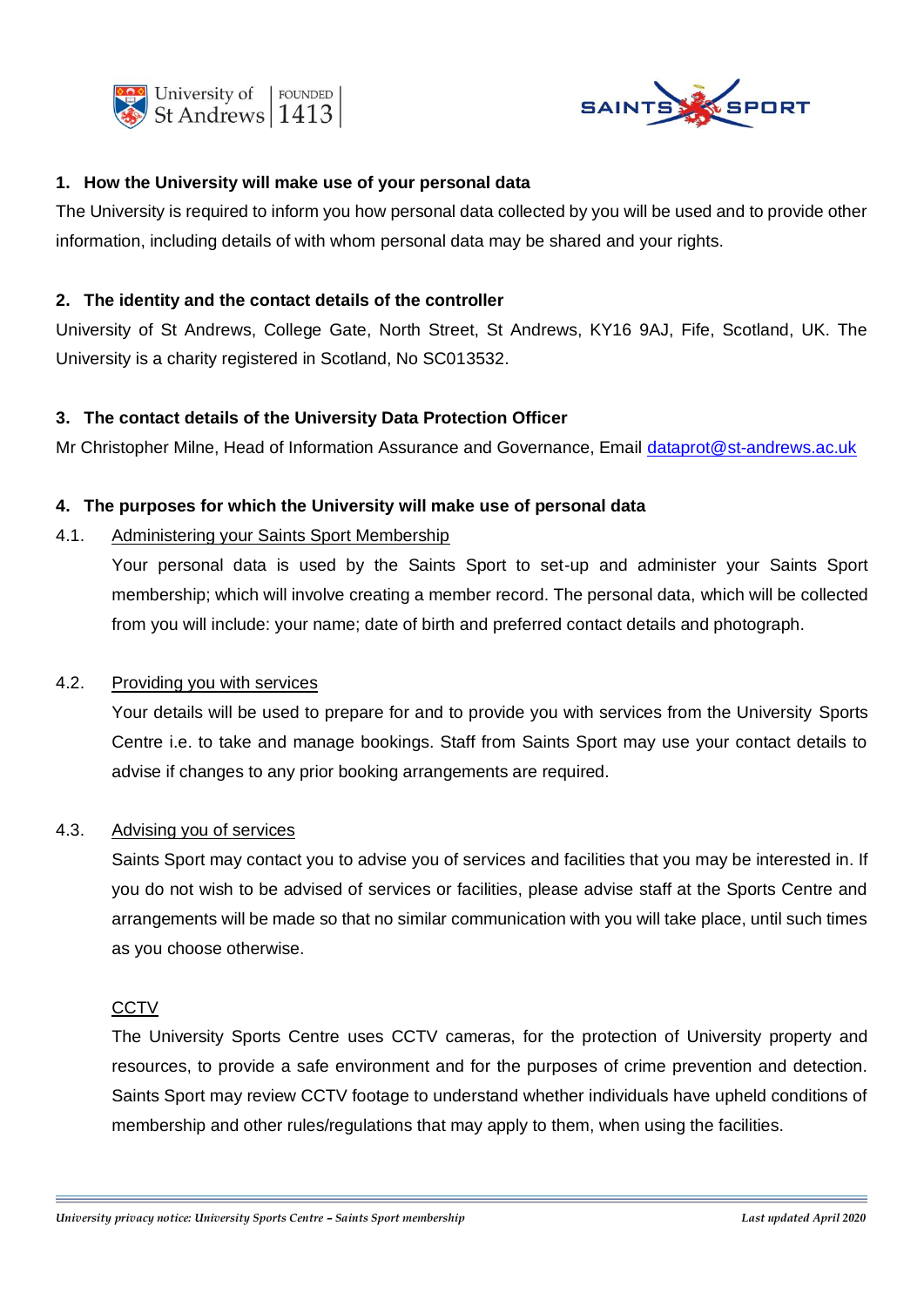## 1. How the University will make use of your personal data

The University is required to inform you how personal data collected by you will be used and to provide other information, including details of with whom personal data may be shared and your rights.

## 2. The identity and the contact details of the controller

University of St Andrews, College Gate, North Street, St Andrews, KY16 9AJ, Fife, Scotland, UK. The University is a charity registered in Scotland, No SC013532.

## 3. The contact details of the University Data Protection Officer

Mr Christopher Milne, Head of Information Assurance and Governance, Email dataprot@st-andrews.ac.uk

## 4. The purposes for which the University will make use of personal data

### 4.1. Administering your Saints Sport Membership

Your personal data is used by the Saints Sport to set-up and administer your Saints Sport membership; which will involve creating a member record. The personal data, which will be collected from you will include: your name; date of birth and preferred contact details and photograph.

### 4.2. Providing you with services

Your details will be used to prepare for and to provide you with services from the University Sports Centre i.e. to take and manage bookings. Staff from Saints Sport may use your contact details to advise if changes to any prior booking arrangements are required.

### 4.3. Advising you of services

Saints Sport may contact you to advise you of services and facilities that you may be interested in. If you do not wish to be advised of services or facilities, please advise staff at the Sports Centre and arrangements will be made so that no similar communication with you will take place, until such times as you choose otherwise.

### CCTV

The University Sports Centre uses CCTV cameras, for the protection of University property and resources, to provide a safe environment and for the purposes of crime prevention and detection. Saints Sport may review CCTV footage to understand whether individuals have upheld conditions of membership and other rules/regulations that may apply to them, when using the facilities.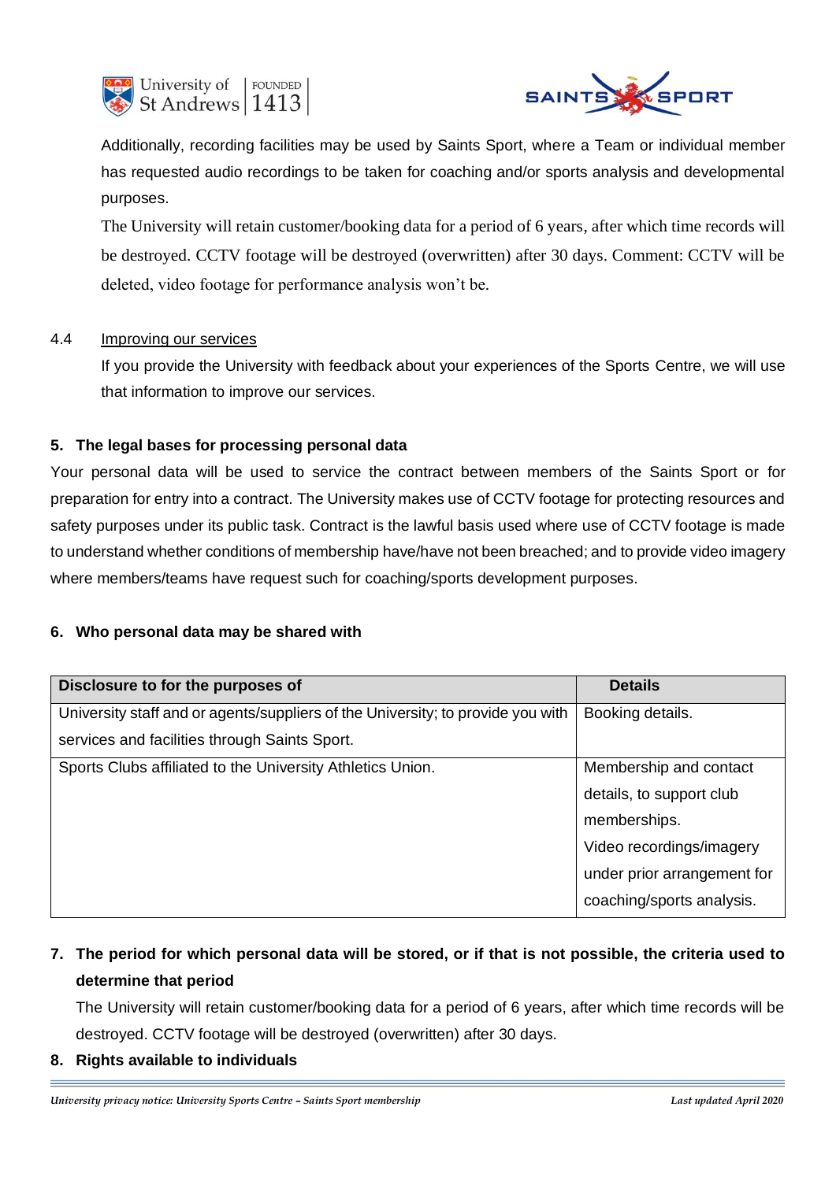Additionally, recording facilities may be used by Saints Sport, where a Team or individual member has requested audio recordings to be taken for coaching and/or sports analysis and developmental purposes.

The University will retain customer/booking data for a period of 6 years, after which time records will be destroyed. CCTV footage will be destroyed (overwritten) after 30 days. Comment: CCTV will be deleted, video footage for performance analysis won't be.

4.4 Improving our services

If you provide the University with feedback about your experiences of the Sports Centre, we will use that information to improve our services.

## 5. The legal bases for processing personal data

Your personal data will be used to service the contract between members of the Saints Sport or for preparation for entry into a contract. The University makes use of CCTV footage for protecting resources and safety purposes under its public task. Contract is the lawful basis used where use of CCTV footage is made to understand whether conditions of membership have/have not been breached; and to provide video imagery where members/teams have request such for coaching/sports development purposes.

## 6. Who personal data may be shared with

| Disclosure to for the purposes of | Details |
|---|---|
| University staff and or agents/suppliers of the University; to provide you with services and facilities through Saints Sport. | Booking details. |
| Sports Clubs affiliated to the University Athletics Union. | Membership and contact details, to support club memberships. Video recordings/imagery under prior arrangement for coaching/sports analysis. |

## 7. The period for which personal data will be stored, or if that is not possible, the criteria used to determine that period

The University will retain customer/booking data for a period of 6 years, after which time records will be destroyed. CCTV footage will be destroyed (overwritten) after 30 days.

## 8. Rights available to individuals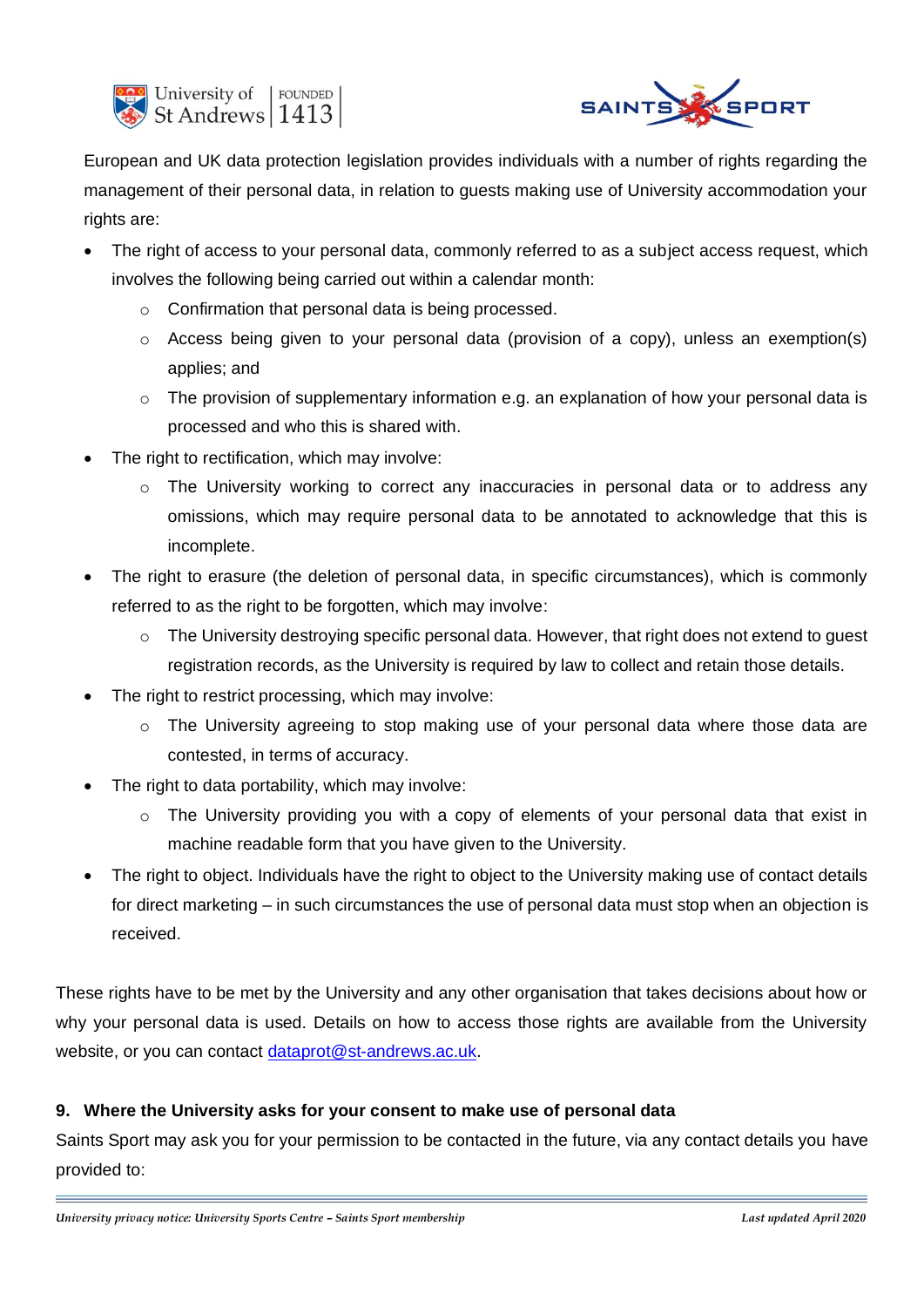European and UK data protection legislation provides individuals with a number of rights regarding the management of their personal data, in relation to guests making use of University accommodation your rights are:

- The right of access to your personal data, commonly referred to as a subject access request, which involves the following being carried out within a calendar month:
  - Confirmation that personal data is being processed.
  - Access being given to your personal data (provision of a copy), unless an exemption(s) applies; and
  - The provision of supplementary information e.g. an explanation of how your personal data is processed and who this is shared with.
- The right to rectification, which may involve:
  - The University working to correct any inaccuracies in personal data or to address any omissions, which may require personal data to be annotated to acknowledge that this is incomplete.
- The right to erasure (the deletion of personal data, in specific circumstances), which is commonly referred to as the right to be forgotten, which may involve:
  - The University destroying specific personal data. However, that right does not extend to guest registration records, as the University is required by law to collect and retain those details.
- The right to restrict processing, which may involve:
  - The University agreeing to stop making use of your personal data where those data are contested, in terms of accuracy.
- The right to data portability, which may involve:
  - The University providing you with a copy of elements of your personal data that exist in machine readable form that you have given to the University.
- The right to object. Individuals have the right to object to the University making use of contact details for direct marketing – in such circumstances the use of personal data must stop when an objection is received.

These rights have to be met by the University and any other organisation that takes decisions about how or why your personal data is used. Details on how to access those rights are available from the University website, or you can contact dataprot@st-andrews.ac.uk.

## 9. Where the University asks for your consent to make use of personal data

Saints Sport may ask you for your permission to be contacted in the future, via any contact details you have provided to: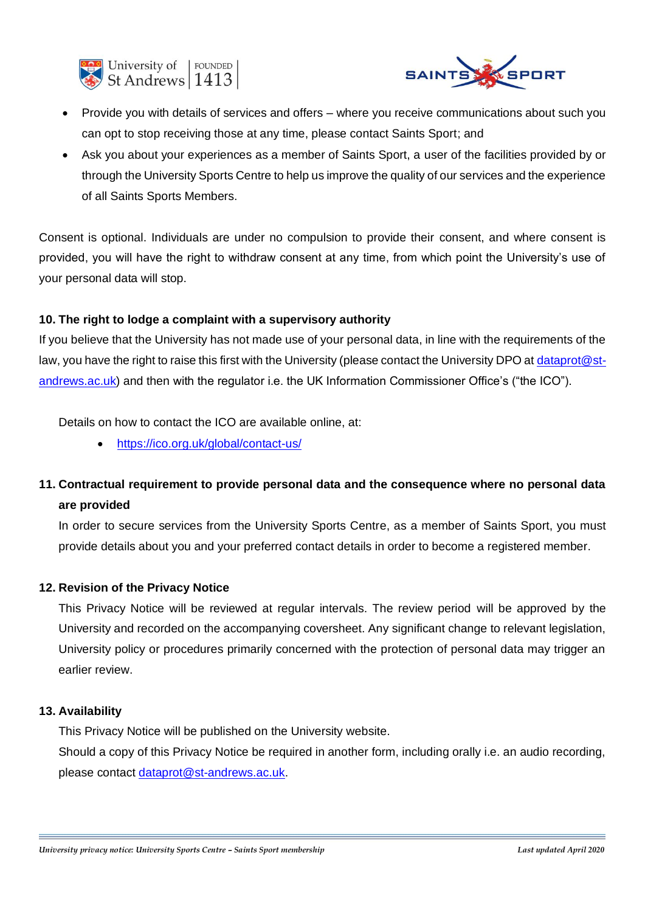- Provide you with details of services and offers – where you receive communications about such you can opt to stop receiving those at any time, please contact Saints Sport; and
- Ask you about your experiences as a member of Saints Sport, a user of the facilities provided by or through the University Sports Centre to help us improve the quality of our services and the experience of all Saints Sports Members.

Consent is optional. Individuals are under no compulsion to provide their consent, and where consent is provided, you will have the right to withdraw consent at any time, from which point the University's use of your personal data will stop.

**10. The right to lodge a complaint with a supervisory authority**

If you believe that the University has not made use of your personal data, in line with the requirements of the law, you have the right to raise this first with the University (please contact the University DPO at [dataprot@st-andrews.ac.uk](mailto:dataprot@st-andrews.ac.uk)) and then with the regulator i.e. the UK Information Commissioner Office's ("the ICO").

Details on how to contact the ICO are available online, at:

- [https://ico.org.uk/global/contact-us/](https://ico.org.uk/global/contact-us/)

**11. Contractual requirement to provide personal data and the consequence where no personal data are provided**

In order to secure services from the University Sports Centre, as a member of Saints Sport, you must provide details about you and your preferred contact details in order to become a registered member.

**12. Revision of the Privacy Notice**

This Privacy Notice will be reviewed at regular intervals. The review period will be approved by the University and recorded on the accompanying coversheet. Any significant change to relevant legislation, University policy or procedures primarily concerned with the protection of personal data may trigger an earlier review.

**13. Availability**

This Privacy Notice will be published on the University website.

Should a copy of this Privacy Notice be required in another form, including orally i.e. an audio recording, please contact [dataprot@st-andrews.ac.uk](mailto:dataprot@st-andrews.ac.uk).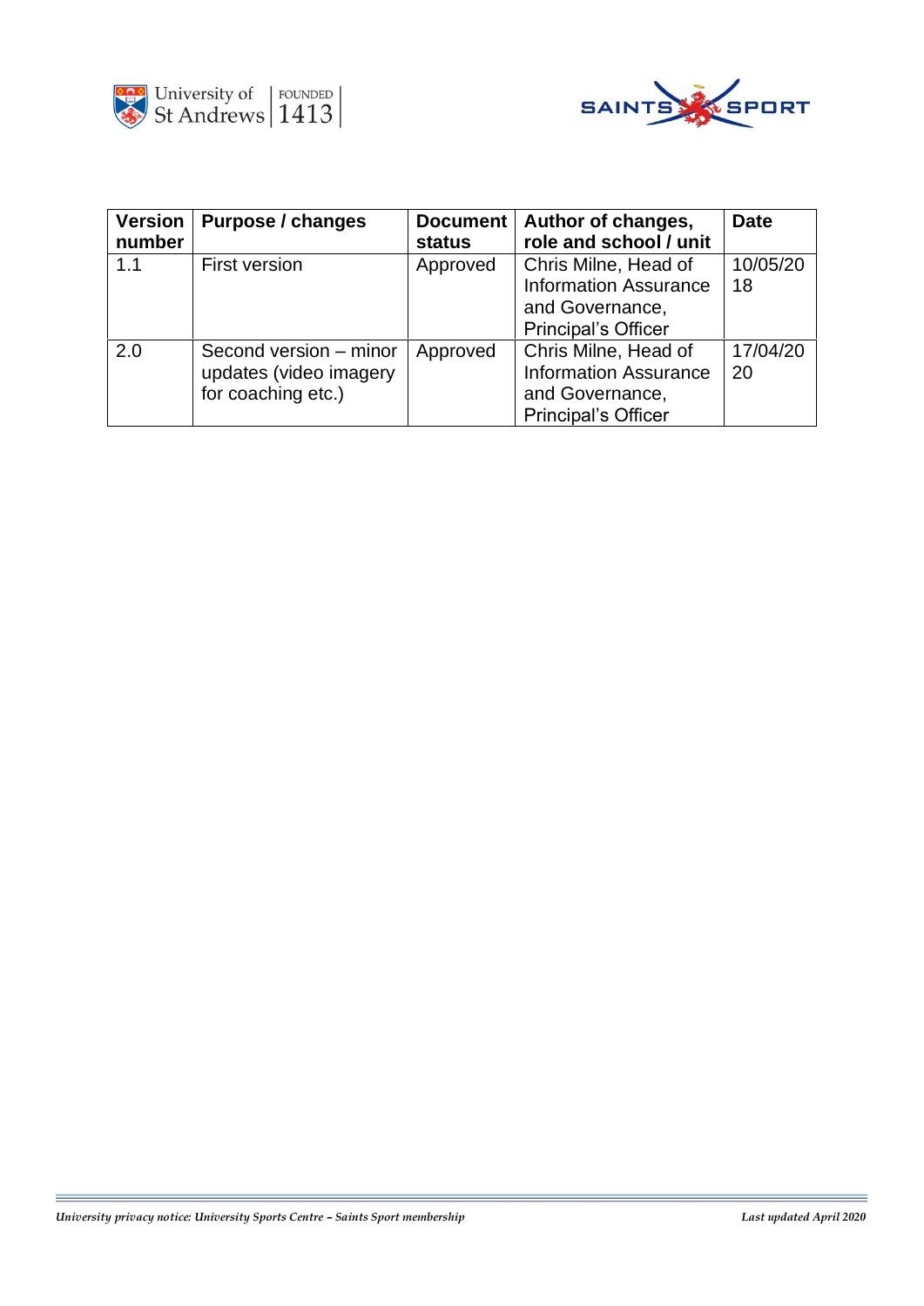| Version number | Purpose / changes | Document status | Author of changes, role and school / unit | Date |
|---|---|---|---|---|
| 1.1 | First version | Approved | Chris Milne, Head of Information Assurance and Governance, Principal's Officer | 10/05/2018 |
| 2.0 | Second version – minor updates (video imagery for coaching etc.) | Approved | Chris Milne, Head of Information Assurance and Governance, Principal's Officer | 17/04/2020 |